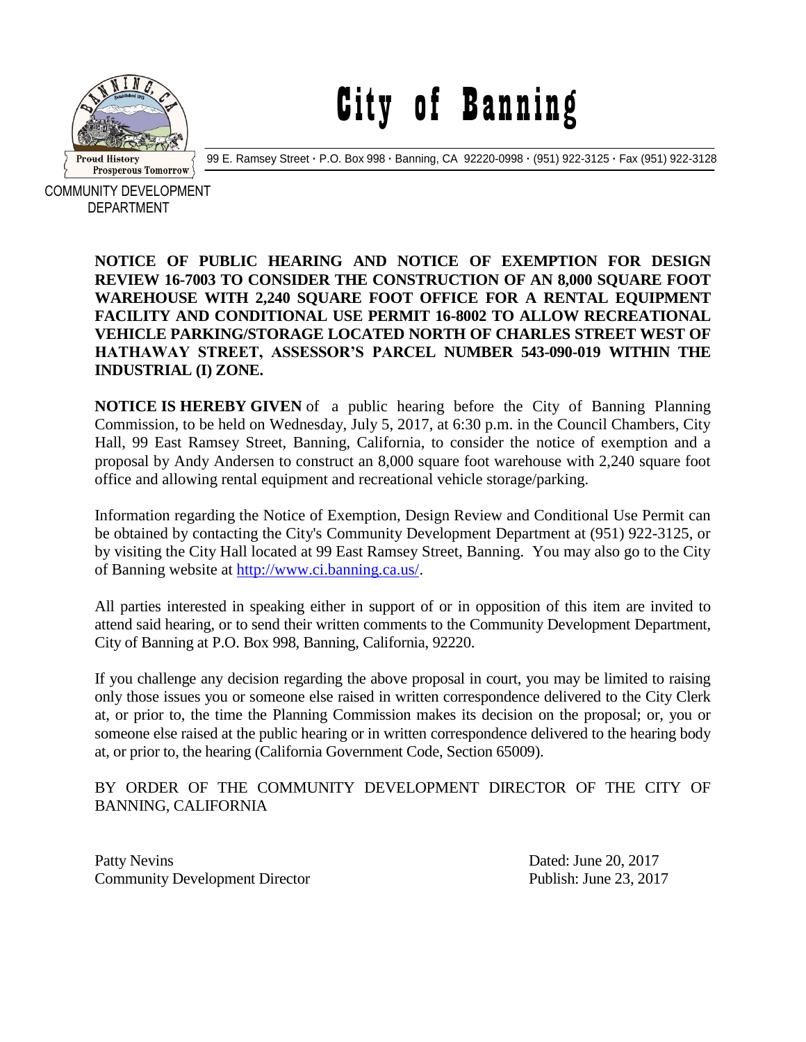# City of Banning

99 E. Ramsey Street · P.O. Box 998 · Banning, CA 92220-0998 · (951) 922-3125 · Fax (951) 922-3128

COMMUNITY DEVELOPMENT DEPARTMENT

**NOTICE OF PUBLIC HEARING AND NOTICE OF EXEMPTION FOR DESIGN REVIEW 16-7003 TO CONSIDER THE CONSTRUCTION OF AN 8,000 SQUARE FOOT WAREHOUSE WITH 2,240 SQUARE FOOT OFFICE FOR A RENTAL EQUIPMENT FACILITY AND CONDITIONAL USE PERMIT 16-8002 TO ALLOW RECREATIONAL VEHICLE PARKING/STORAGE LOCATED NORTH OF CHARLES STREET WEST OF HATHAWAY STREET, ASSESSOR'S PARCEL NUMBER 543-090-019 WITHIN THE INDUSTRIAL (I) ZONE.**

**NOTICE IS HEREBY GIVEN** of a public hearing before the City of Banning Planning Commission, to be held on Wednesday, July 5, 2017, at 6:30 p.m. in the Council Chambers, City Hall, 99 East Ramsey Street, Banning, California, to consider the notice of exemption and a proposal by Andy Andersen to construct an 8,000 square foot warehouse with 2,240 square foot office and allowing rental equipment and recreational vehicle storage/parking.

Information regarding the Notice of Exemption, Design Review and Conditional Use Permit can be obtained by contacting the City's Community Development Department at (951) 922-3125, or by visiting the City Hall located at 99 East Ramsey Street, Banning. You may also go to the City of Banning website at http://www.ci.banning.ca.us/.

All parties interested in speaking either in support of or in opposition of this item are invited to attend said hearing, or to send their written comments to the Community Development Department, City of Banning at P.O. Box 998, Banning, California, 92220.

If you challenge any decision regarding the above proposal in court, you may be limited to raising only those issues you or someone else raised in written correspondence delivered to the City Clerk at, or prior to, the time the Planning Commission makes its decision on the proposal; or, you or someone else raised at the public hearing or in written correspondence delivered to the hearing body at, or prior to, the hearing (California Government Code, Section 65009).

BY ORDER OF THE COMMUNITY DEVELOPMENT DIRECTOR OF THE CITY OF BANNING, CALIFORNIA

Patty Nevins
Community Development Director

Dated: June 20, 2017
Publish: June 23, 2017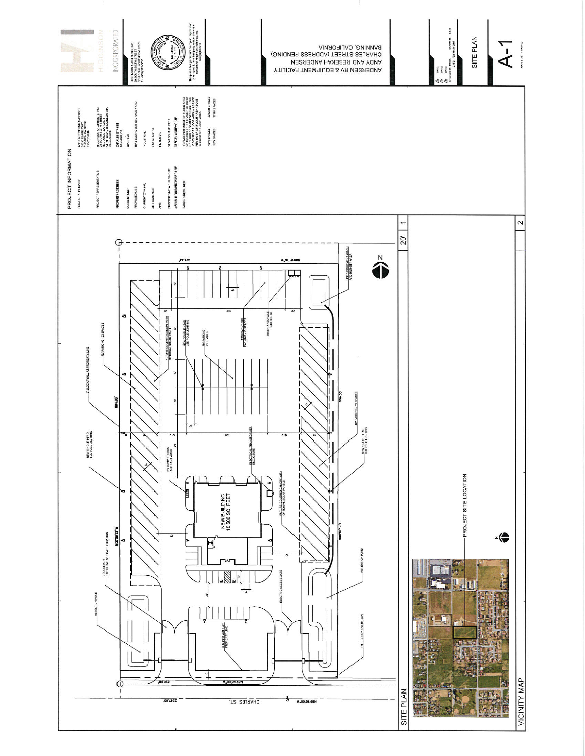## PROJECT INFORMATION

| | |
|---|---|
| PROJECT APPLICANT | ANDY & REBEKAH ANDERSEN |
| PROJECT REPRESENTATIVE | HIGGINSON ARCHITECTS INC, 29 SOUTH SIXTH STREET, REDLANDS, CA 92373 |
| PROPERTY ADDRESS | CHARLES STREET, BANNING CA |
| CURRENT USE | OPEN LOT |
| PROPOSED USE | RV & EQUIPMENT STORAGE YARD |
| CURRENT ZONING | INDUSTRIAL |
| SITE ACREAGE | 4.53 +/- ACRES |
| APN | 541-060-010 |
| PROPOSED NEW BUILDING SF | 10,500 SQUARE FEET |
| NEW BUILDING PROPOSED USE | OFFICE / WAREHOUSE |
| PARKING REQUIRED | 1 SPACE PER 250 SF OF FLOOR AREA UP TO 5,000 SF + 1 SPACE PER 500 SF OF FLOOR AREA BETWEEN 5,001 AND 10,000 SF OF FLOOR AREA + 1 SPACE PER 1,000 SF OF FLOOR AREA ABOVE 10,000 SF OF FLOOR AREA |
| | NEW SPACES: 22 CAR SPACES |
| | NEW SPACES: 77 RV SPACES |

HIGGINSON INCORPORATED

HIGGINSON ARCHITECTS INC
29 SOUTH SIXTH STREET
REDLANDS, CALIFORNIA 92373
Ph: (909) 375-2000

This plan / design may not be copied, reproduced or assigned to any third party without the written consent of Higginson Architects, Inc. Copyright 2016

ANDERSEN RV & EQUIPMENT FACILITY
ANDY AND REBEKAH ANDERSEN
CHARLES STREET (ADDRESS PENDING)
BANNING, CALIFORNIA

DATE: FEBRUARY 2017

SITE PLAN

A-1

## SITE PLAN

NEW BUILDING 10,500 SQ. FEET

6' BLOCK WALL AT PROPERTY LINE

RV PARKING - 32 SPACES

RV PARKING - 26 SPACES

RV PARKING - 19 SPACES

EQUIPMENT (RV) PARKING - 15 SPACES

NEW SINGLE HEAD LED POLE LIGHTING

NEW DOUBLE HEAD LED POLE LIGHTING

FUTURE COVERED CANOPY WITH OPTIONAL SOLAR PANELS

RV DUMP STATION AND TANK WASH

ELECTRICAL TRANSFORMER ENCLOSURE

TRASH / RECYCLE ENCLOSURE

LIMITED EQUIPMENT WASH AND RUN-OFF AREA

SECONDARY ENTRY/EXIT AND GATE LOCATION

RETENTION POND

ELECTRIC ACCESS GATE

6' BLOCK WALL AT PROPERTY LINE

EMERGENCY OVERFLOW

CHARLES ST.

604.03'

604.33'

324.44'

320.09'

20'

## VICINITY MAP

PROJECT SITE LOCATION